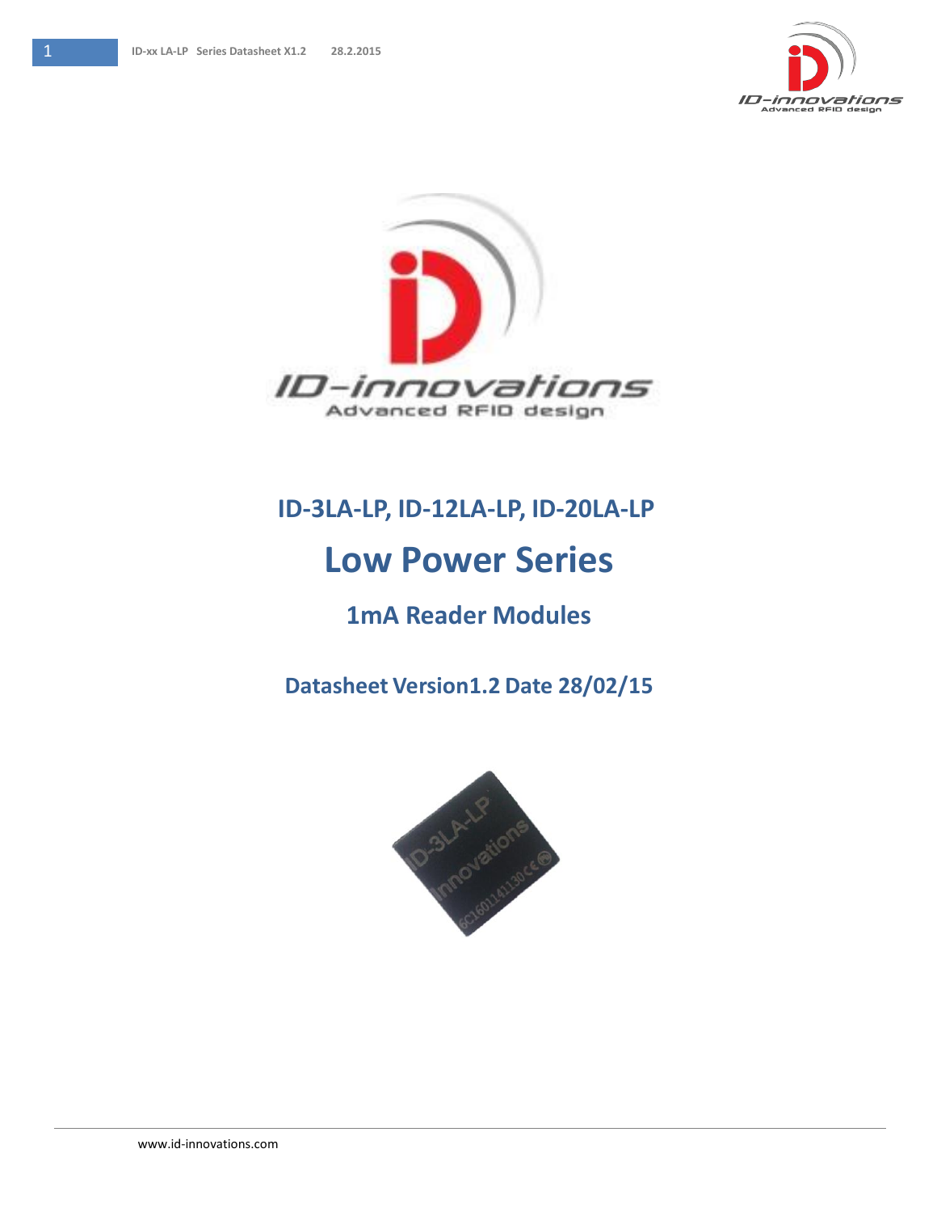# ID-3LA-LP, ID-12LA-LP, ID-20LA-LP

# Low Power Series

## 1mA Reader Modules

## Datasheet Version1.2 Date 28/02/15

www.id-innovations.com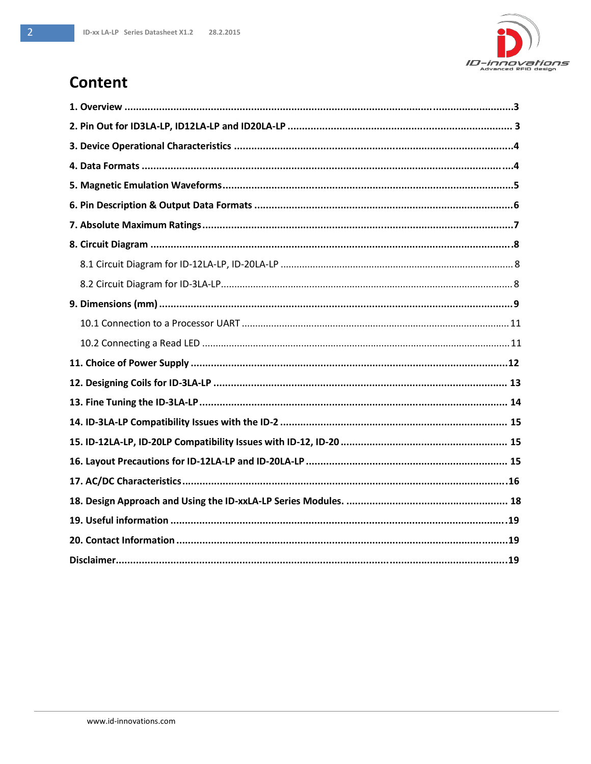# Content

**1. Overview** ........................................................................................................................................3

**2. Pin Out for ID3LA-LP, ID12LA-LP and ID20LA-LP** ................................................................................ 3

**3. Device Operational Characteristics** ...................................................................................................4

**4. Data Formats** ......................................................................................................................................4

**5. Magnetic Emulation Waveforms**........................................................................................................5

**6. Pin Description & Output Data Formats** ............................................................................................6

**7. Absolute Maximum Ratings**................................................................................................................7

**8. Circuit Diagram** ...................................................................................................................................8

8.1 Circuit Diagram for ID-12LA-LP, ID-20LA-LP ........................................................................................ 8

8.2 Circuit Diagram for ID-3LA-LP................................................................................................................ 8

**9. Dimensions (mm)** .................................................................................................................................9

10.1 Connection to a Processor UART ..................................................................................................... 11

10.2 Connecting a Read LED ..................................................................................................................... 11

**11. Choice of Power Supply** ...................................................................................................................12

**12. Designing Coils for ID-3LA-LP** ......................................................................................................... 13

**13. Fine Tuning the ID-3LA-LP**............................................................................................................... 14

**14. ID-3LA-LP Compatibility Issues with the ID-2** ................................................................................. 15

**15. ID-12LA-LP, ID-20LP Compatibility Issues with ID-12, ID-20** .......................................................... 15

**16. Layout Precautions for ID-12LA-LP and ID-20LA-LP** ...................................................................... 15

**17. AC/DC Characteristics**......................................................................................................................16

**18. Design Approach and Using the ID-xxLA-LP Series Modules.** ......................................................... 18

**19. Useful information** ..........................................................................................................................19

**20. Contact Information** ........................................................................................................................19

**Disclaimer**..............................................................................................................................................19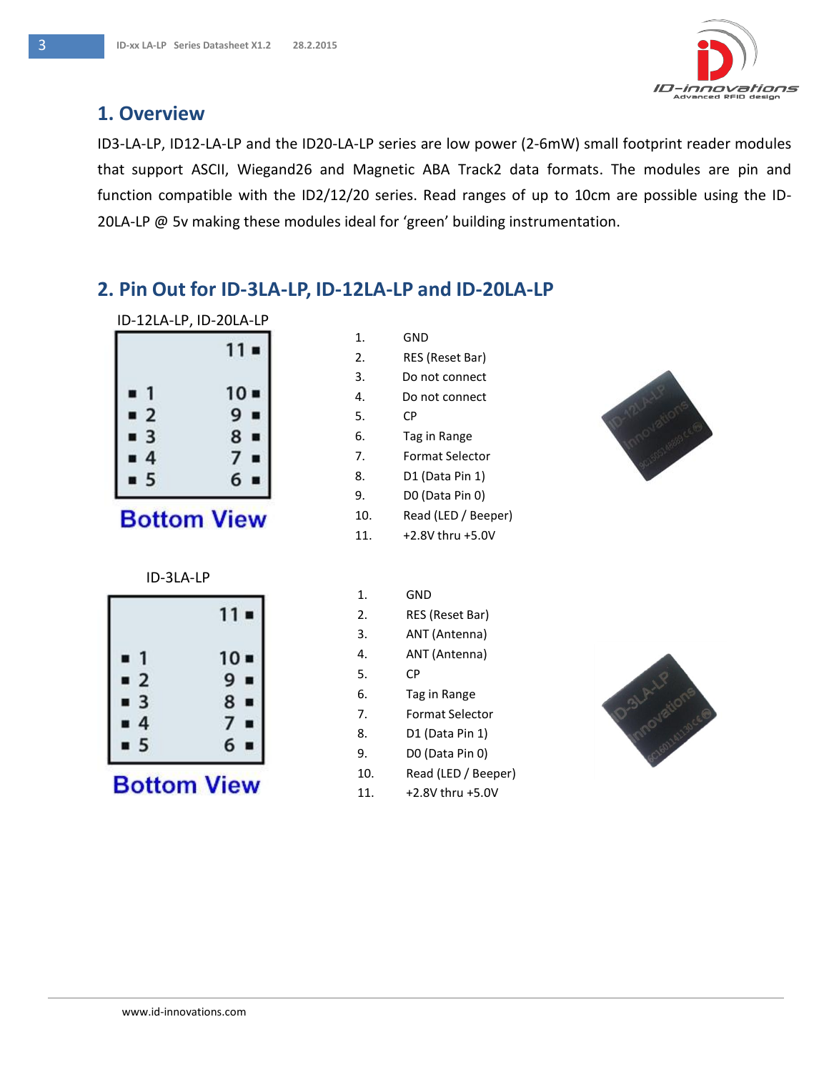## 1. Overview

ID3-LA-LP, ID12-LA-LP and the ID20-LA-LP series are low power (2-6mW) small footprint reader modules that support ASCII, Wiegand26 and Magnetic ABA Track2 data formats. The modules are pin and function compatible with the ID2/12/20 series. Read ranges of up to 10cm are possible using the ID-20LA-LP @ 5v making these modules ideal for 'green' building instrumentation.

## 2. Pin Out for ID-3LA-LP, ID-12LA-LP and ID-20LA-LP

ID-12LA-LP, ID-20LA-LP

Bottom View

1. GND
2. RES (Reset Bar)
3. Do not connect
4. Do not connect
5. CP
6. Tag in Range
7. Format Selector
8. D1 (Data Pin 1)
9. D0 (Data Pin 0)
10. Read (LED / Beeper)
11. +2.8V thru +5.0V

ID-3LA-LP

Bottom View

1. GND
2. RES (Reset Bar)
3. ANT (Antenna)
4. ANT (Antenna)
5. CP
6. Tag in Range
7. Format Selector
8. D1 (Data Pin 1)
9. D0 (Data Pin 0)
10. Read (LED / Beeper)
11. +2.8V thru +5.0V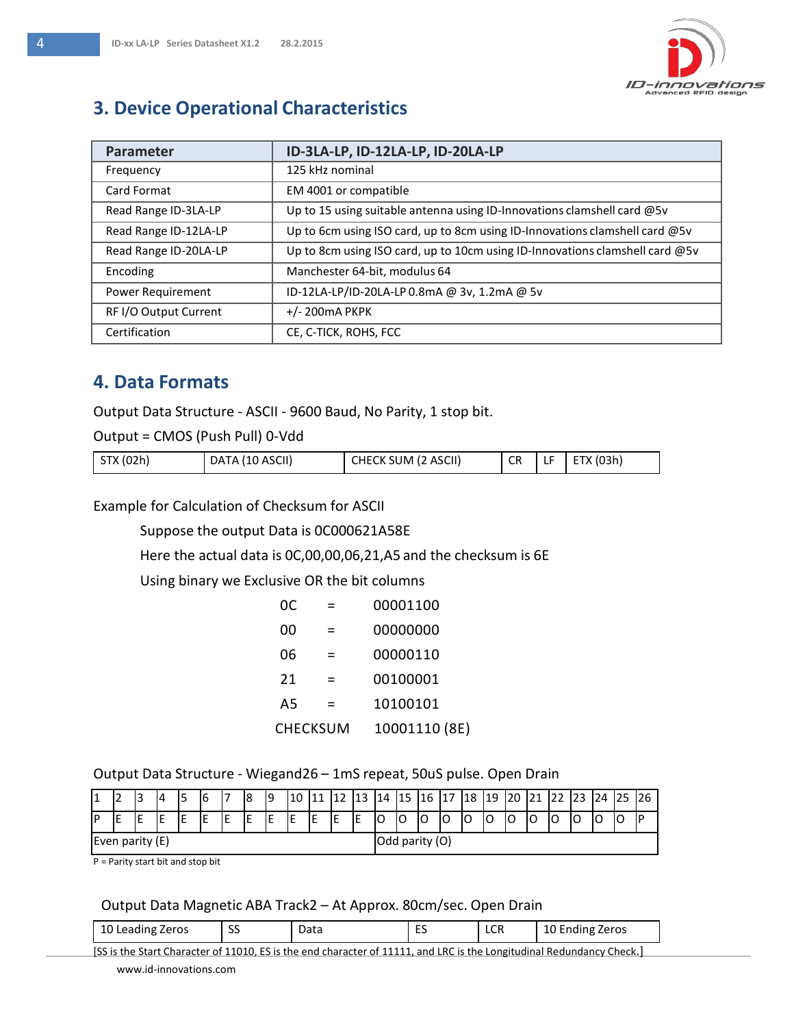# 3. Device Operational Characteristics

| Parameter | ID-3LA-LP, ID-12LA-LP, ID-20LA-LP |
|---|---|
| Frequency | 125 kHz nominal |
| Card Format | EM 4001 or compatible |
| Read Range ID-3LA-LP | Up to 15 using suitable antenna using ID-Innovations clamshell card @5v |
| Read Range ID-12LA-LP | Up to 6cm using ISO card, up to 8cm using ID-Innovations clamshell card @5v |
| Read Range ID-20LA-LP | Up to 8cm using ISO card, up to 10cm using ID-Innovations clamshell card @5v |
| Encoding | Manchester 64-bit, modulus 64 |
| Power Requirement | ID-12LA-LP/ID-20LA-LP 0.8mA @ 3v, 1.2mA @ 5v |
| RF I/O Output Current | +/- 200mA PKPK |
| Certification | CE, C-TICK, ROHS, FCC |

# 4. Data Formats

Output Data Structure - ASCII - 9600 Baud, No Parity, 1 stop bit.

Output = CMOS (Push Pull) 0-Vdd

| STX (02h) | DATA (10 ASCII) | CHECK SUM (2 ASCII) | CR | LF | ETX (03h) |
|---|---|---|---|---|---|

Example for Calculation of Checksum for ASCII

Suppose the output Data is 0C000621A58E

Here the actual data is 0C,00,00,06,21,A5 and the checksum is 6E

Using binary we Exclusive OR the bit columns

| | | |
|---|---|---|
| 0C | = | 00001100 |
| 00 | = | 00000000 |
| 06 | = | 00000110 |
| 21 | = | 00100001 |
| A5 | = | 10100101 |
| CHECKSUM | | 10001110 (8E) |

Output Data Structure - Wiegand26 – 1mS repeat, 50uS pulse. Open Drain

| 1 | 2 | 3 | 4 | 5 | 6 | 7 | 8 | 9 | 10 | 11 | 12 | 13 | 14 | 15 | 16 | 17 | 18 | 19 | 20 | 21 | 22 | 23 | 24 | 25 | 26 |
|---|---|---|---|---|---|---|---|---|---|---|---|---|---|---|---|---|---|---|---|---|---|---|---|---|---|
| P | E | E | E | E | E | E | E | E | E | E | E | E | O | O | O | O | O | O | O | O | O | O | O | O | P |
| Even parity (E) | | | | | | | | | | | | | Odd parity (O) | | | | | | | | | | | | |

P = Parity start bit and stop bit

Output Data Magnetic ABA Track2 – At Approx. 80cm/sec. Open Drain

| 10 Leading Zeros | SS | Data | ES | LCR | 10 Ending Zeros |
|---|---|---|---|---|---|

[SS is the Start Character of 11010, ES is the end character of 11111, and LRC is the Longitudinal Redundancy Check.]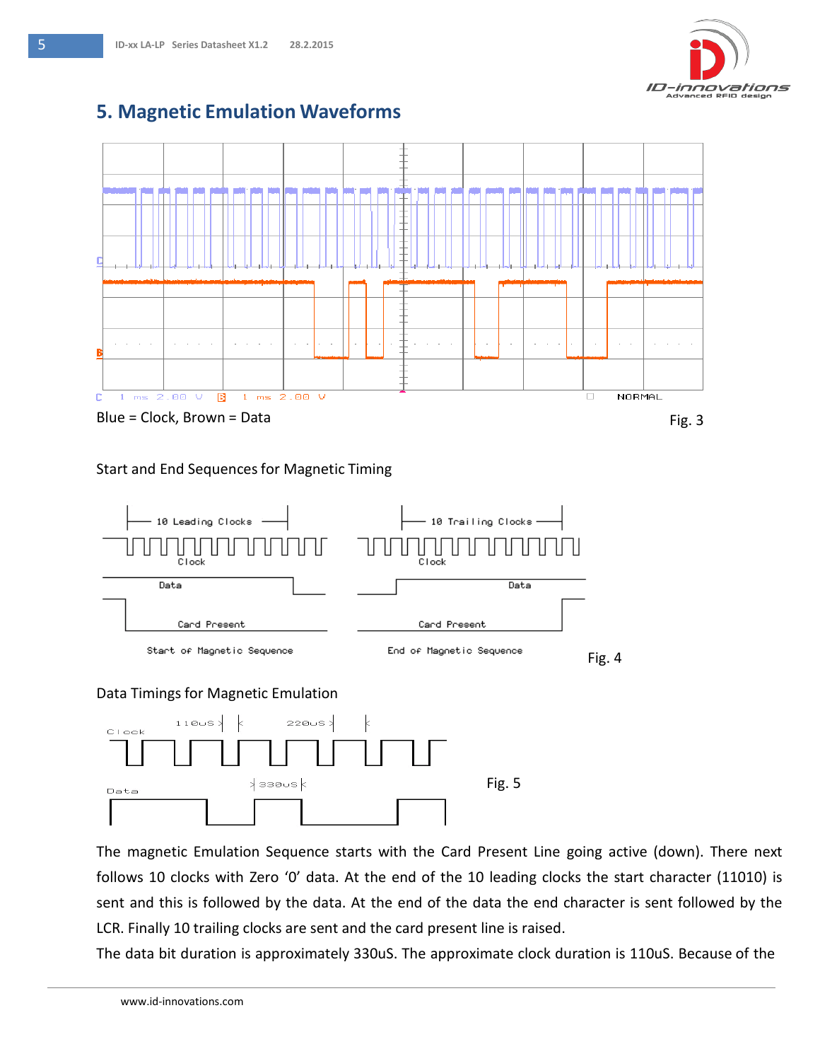# 5. Magnetic Emulation Waveforms

Blue = Clock, Brown = Data

Fig. 3

Start and End Sequences for Magnetic Timing

Fig. 4

Data Timings for Magnetic Emulation

Fig. 5

The magnetic Emulation Sequence starts with the Card Present Line going active (down). There next follows 10 clocks with Zero '0' data. At the end of the 10 leading clocks the start character (11010) is sent and this is followed by the data. At the end of the data the end character is sent followed by the LCR. Finally 10 trailing clocks are sent and the card present line is raised.

The data bit duration is approximately 330uS. The approximate clock duration is 110uS. Because of the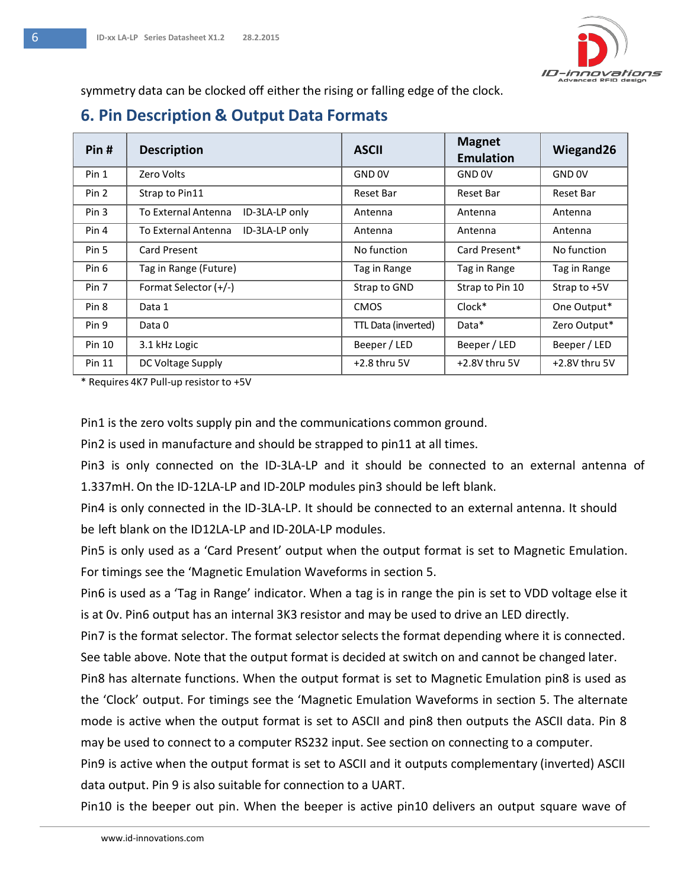symmetry data can be clocked off either the rising or falling edge of the clock.

## 6. Pin Description & Output Data Formats

| Pin # | Description | ASCII | Magnet Emulation | Wiegand26 |
|---|---|---|---|---|
| Pin 1 | Zero Volts | GND 0V | GND 0V | GND 0V |
| Pin 2 | Strap to Pin11 | Reset Bar | Reset Bar | Reset Bar |
| Pin 3 | To External Antenna ID-3LA-LP only | Antenna | Antenna | Antenna |
| Pin 4 | To External Antenna ID-3LA-LP only | Antenna | Antenna | Antenna |
| Pin 5 | Card Present | No function | Card Present* | No function |
| Pin 6 | Tag in Range (Future) | Tag in Range | Tag in Range | Tag in Range |
| Pin 7 | Format Selector (+/-) | Strap to GND | Strap to Pin 10 | Strap to +5V |
| Pin 8 | Data 1 | CMOS | Clock* | One Output* |
| Pin 9 | Data 0 | TTL Data (inverted) | Data* | Zero Output* |
| Pin 10 | 3.1 kHz Logic | Beeper / LED | Beeper / LED | Beeper / LED |
| Pin 11 | DC Voltage Supply | +2.8 thru 5V | +2.8V thru 5V | +2.8V thru 5V |

* Requires 4K7 Pull-up resistor to +5V

Pin1 is the zero volts supply pin and the communications common ground.

Pin2 is used in manufacture and should be strapped to pin11 at all times.

Pin3 is only connected on the ID-3LA-LP and it should be connected to an external antenna of 1.337mH. On the ID-12LA-LP and ID-20LP modules pin3 should be left blank.

Pin4 is only connected in the ID-3LA-LP. It should be connected to an external antenna. It should be left blank on the ID12LA-LP and ID-20LA-LP modules.

Pin5 is only used as a 'Card Present' output when the output format is set to Magnetic Emulation. For timings see the 'Magnetic Emulation Waveforms in section 5.

Pin6 is used as a 'Tag in Range' indicator. When a tag is in range the pin is set to VDD voltage else it is at 0v. Pin6 output has an internal 3K3 resistor and may be used to drive an LED directly.

Pin7 is the format selector. The format selector selects the format depending where it is connected. See table above. Note that the output format is decided at switch on and cannot be changed later.

Pin8 has alternate functions. When the output format is set to Magnetic Emulation pin8 is used as the 'Clock' output. For timings see the 'Magnetic Emulation Waveforms in section 5. The alternate mode is active when the output format is set to ASCII and pin8 then outputs the ASCII data. Pin 8 may be used to connect to a computer RS232 input. See section on connecting to a computer.

Pin9 is active when the output format is set to ASCII and it outputs complementary (inverted) ASCII data output. Pin 9 is also suitable for connection to a UART.

Pin10 is the beeper out pin. When the beeper is active pin10 delivers an output square wave of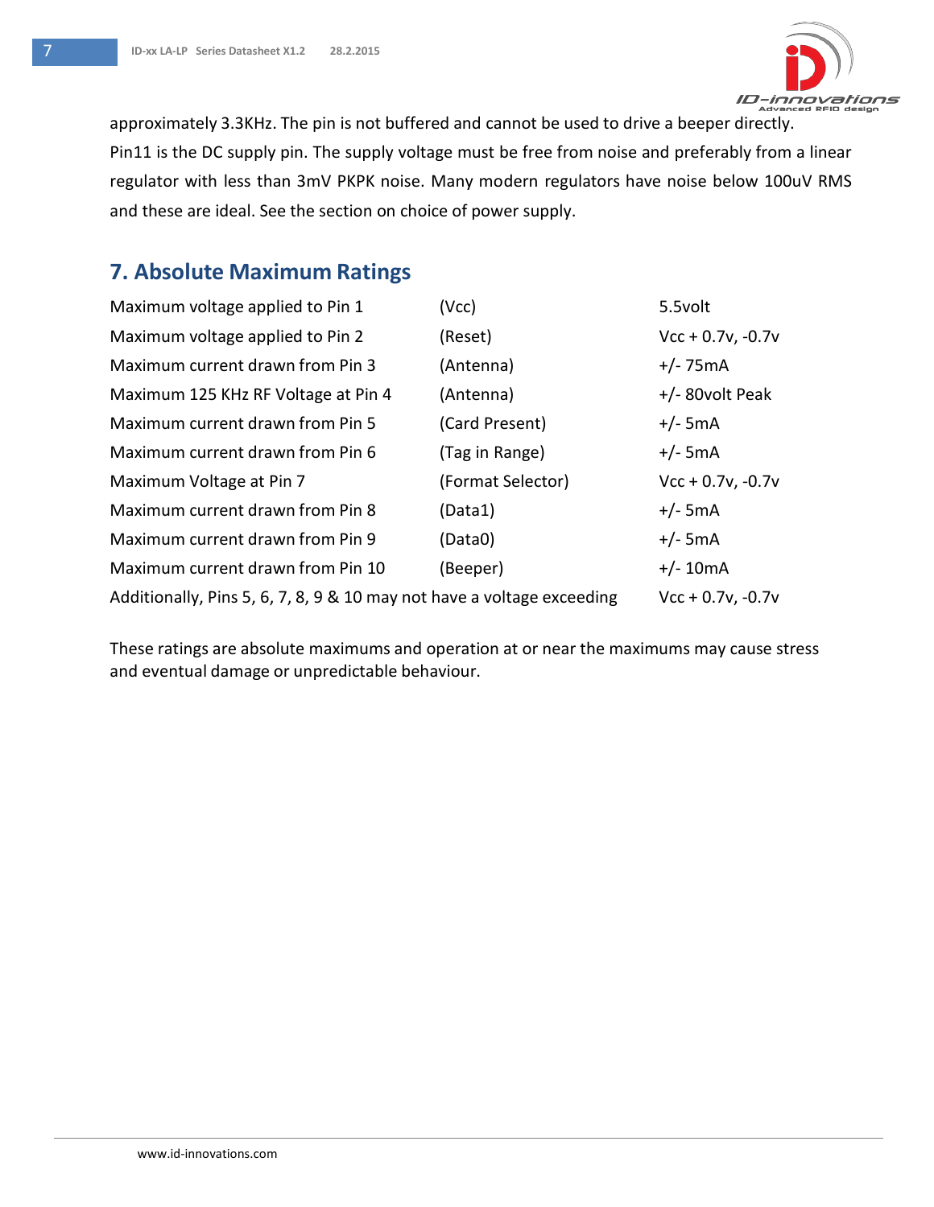approximately 3.3KHz. The pin is not buffered and cannot be used to drive a beeper directly.
Pin11 is the DC supply pin. The supply voltage must be free from noise and preferably from a linear regulator with less than 3mV PKPK noise. Many modern regulators have noise below 100uV RMS and these are ideal. See the section on choice of power supply.

## 7. Absolute Maximum Ratings

| | | |
|---|---|---|
| Maximum voltage applied to Pin 1 | (Vcc) | 5.5volt |
| Maximum voltage applied to Pin 2 | (Reset) | Vcc + 0.7v, -0.7v |
| Maximum current drawn from Pin 3 | (Antenna) | +/- 75mA |
| Maximum 125 KHz RF Voltage at Pin 4 | (Antenna) | +/- 80volt Peak |
| Maximum current drawn from Pin 5 | (Card Present) | +/- 5mA |
| Maximum current drawn from Pin 6 | (Tag in Range) | +/- 5mA |
| Maximum Voltage at Pin 7 | (Format Selector) | Vcc + 0.7v, -0.7v |
| Maximum current drawn from Pin 8 | (Data1) | +/- 5mA |
| Maximum current drawn from Pin 9 | (Data0) | +/- 5mA |
| Maximum current drawn from Pin 10 | (Beeper) | +/- 10mA |
| Additionally, Pins 5, 6, 7, 8, 9 & 10 may not have a voltage exceeding | | Vcc + 0.7v, -0.7v |

These ratings are absolute maximums and operation at or near the maximums may cause stress and eventual damage or unpredictable behaviour.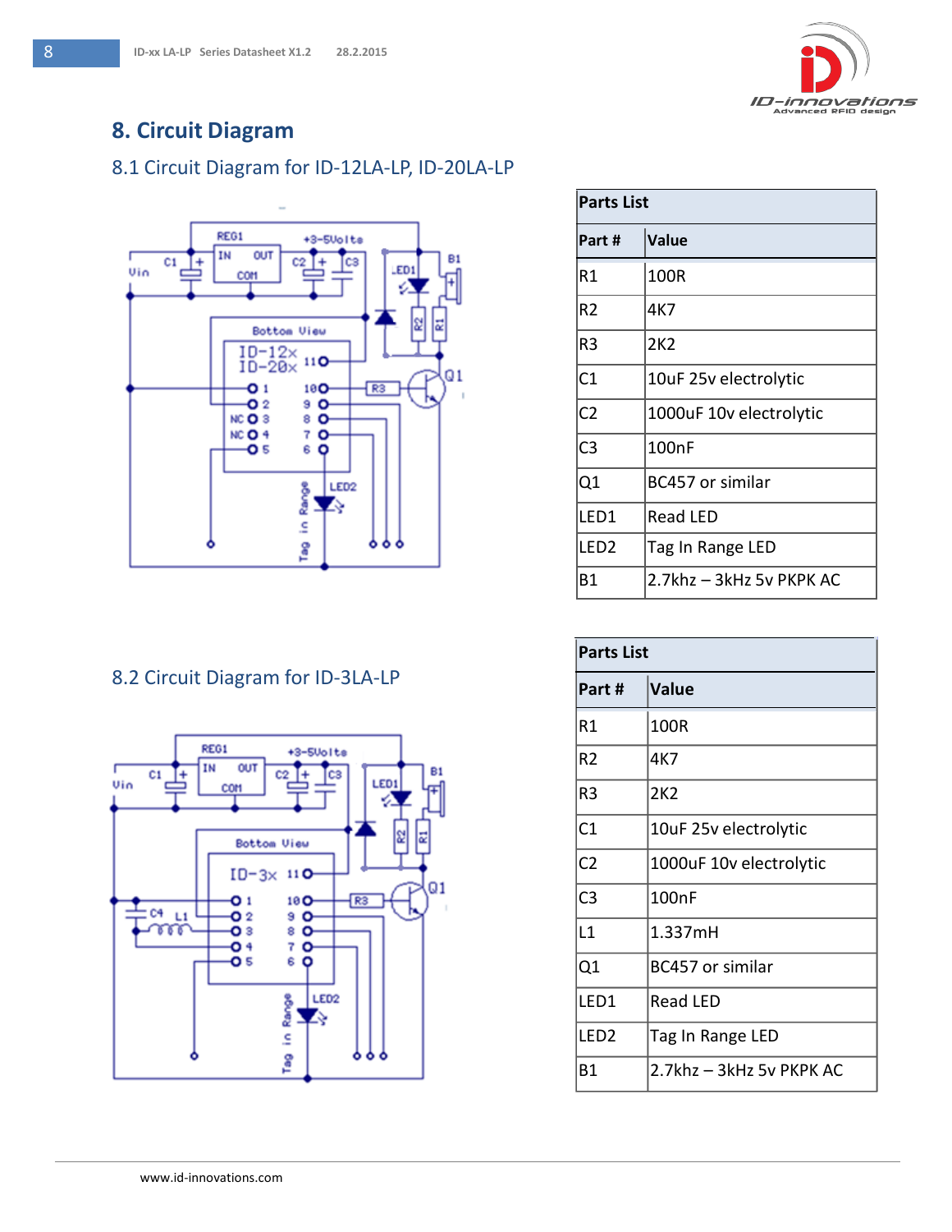# 8. Circuit Diagram

## 8.1 Circuit Diagram for ID-12LA-LP, ID-20LA-LP

| Parts List | |
|---|---|
| **Part #** | **Value** |
| R1 | 100R |
| R2 | 4K7 |
| R3 | 2K2 |
| C1 | 10uF 25v electrolytic |
| C2 | 1000uF 10v electrolytic |
| C3 | 100nF |
| Q1 | BC457 or similar |
| LED1 | Read LED |
| LED2 | Tag In Range LED |
| B1 | 2.7khz – 3kHz 5v PKPK AC |

## 8.2 Circuit Diagram for ID-3LA-LP

| Parts List | |
|---|---|
| **Part #** | **Value** |
| R1 | 100R |
| R2 | 4K7 |
| R3 | 2K2 |
| C1 | 10uF 25v electrolytic |
| C2 | 1000uF 10v electrolytic |
| C3 | 100nF |
| L1 | 1.337mH |
| Q1 | BC457 or similar |
| LED1 | Read LED |
| LED2 | Tag In Range LED |
| B1 | 2.7khz – 3kHz 5v PKPK AC |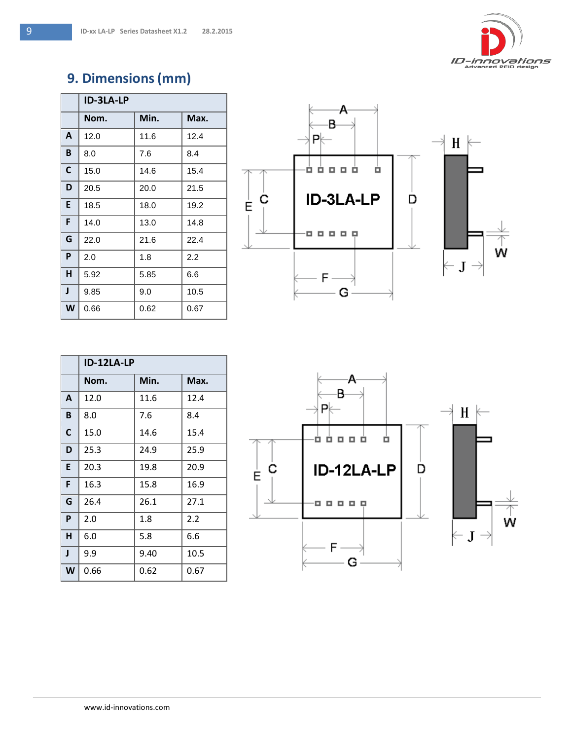## 9. Dimensions (mm)

| | ID-3LA-LP | | |
|---|---|---|---|
| | **Nom.** | **Min.** | **Max.** |
| **A** | 12.0 | 11.6 | 12.4 |
| **B** | 8.0 | 7.6 | 8.4 |
| **C** | 15.0 | 14.6 | 15.4 |
| **D** | 20.5 | 20.0 | 21.5 |
| **E** | 18.5 | 18.0 | 19.2 |
| **F** | 14.0 | 13.0 | 14.8 |
| **G** | 22.0 | 21.6 | 22.4 |
| **P** | 2.0 | 1.8 | 2.2 |
| **H** | 5.92 | 5.85 | 6.6 |
| **J** | 9.85 | 9.0 | 10.5 |
| **W** | 0.66 | 0.62 | 0.67 |

| | ID-12LA-LP | | |
|---|---|---|---|
| | **Nom.** | **Min.** | **Max.** |
| **A** | 12.0 | 11.6 | 12.4 |
| **B** | 8.0 | 7.6 | 8.4 |
| **C** | 15.0 | 14.6 | 15.4 |
| **D** | 25.3 | 24.9 | 25.9 |
| **E** | 20.3 | 19.8 | 20.9 |
| **F** | 16.3 | 15.8 | 16.9 |
| **G** | 26.4 | 26.1 | 27.1 |
| **P** | 2.0 | 1.8 | 2.2 |
| **H** | 6.0 | 5.8 | 6.6 |
| **J** | 9.9 | 9.40 | 10.5 |
| **W** | 0.66 | 0.62 | 0.67 |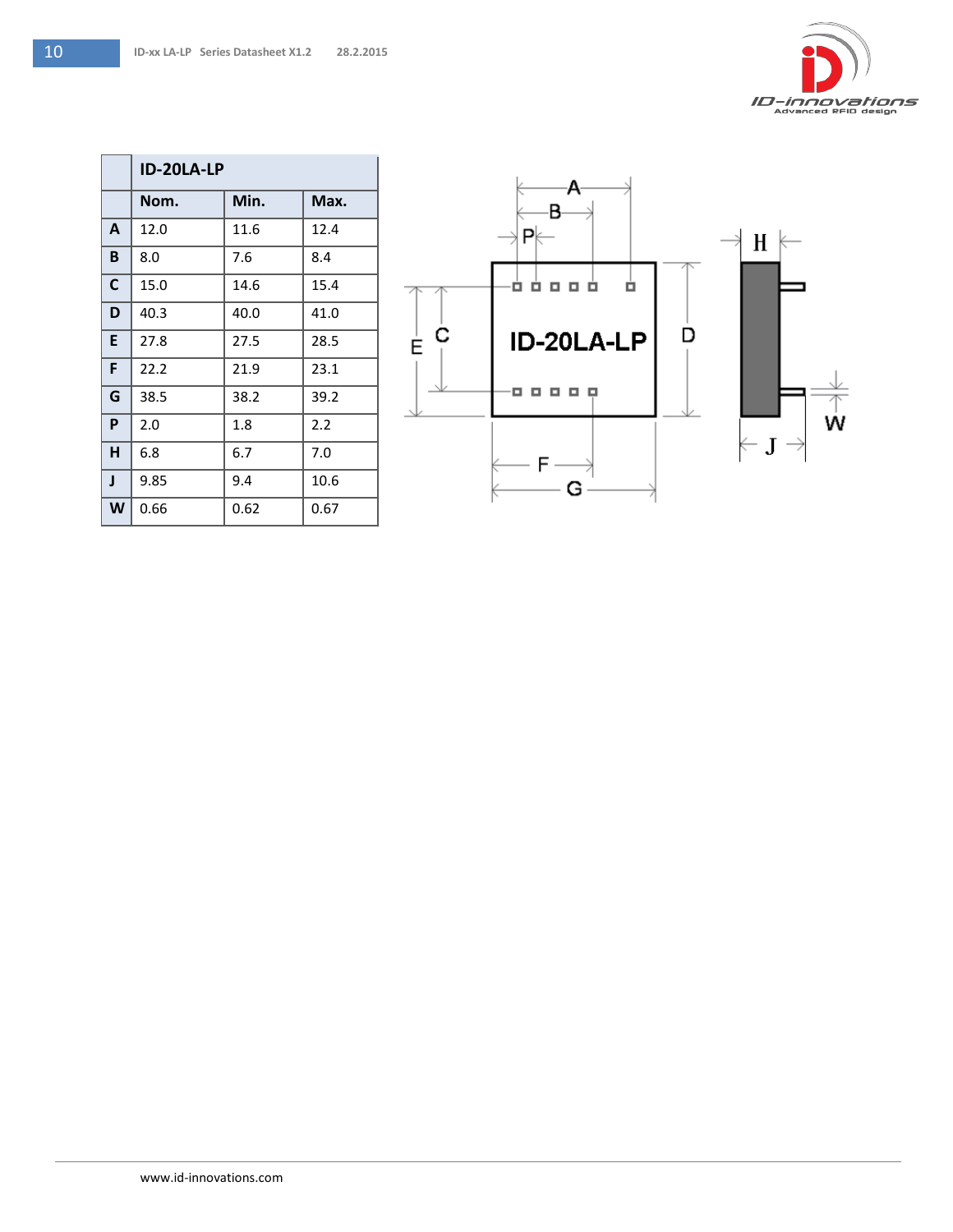| | ID-20LA-LP | | |
|---|---|---|---|
| | **Nom.** | **Min.** | **Max.** |
| **A** | 12.0 | 11.6 | 12.4 |
| **B** | 8.0 | 7.6 | 8.4 |
| **C** | 15.0 | 14.6 | 15.4 |
| **D** | 40.3 | 40.0 | 41.0 |
| **E** | 27.8 | 27.5 | 28.5 |
| **F** | 22.2 | 21.9 | 23.1 |
| **G** | 38.5 | 38.2 | 39.2 |
| **P** | 2.0 | 1.8 | 2.2 |
| **H** | 6.8 | 6.7 | 7.0 |
| **J** | 9.85 | 9.4 | 10.6 |
| **W** | 0.66 | 0.62 | 0.67 |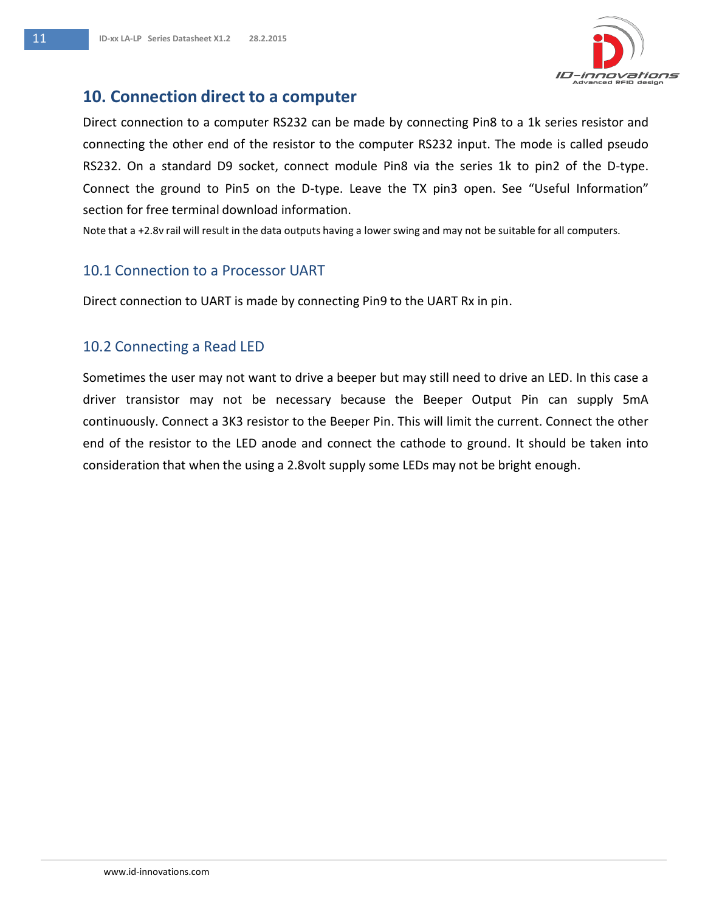## 10. Connection direct to a computer

Direct connection to a computer RS232 can be made by connecting Pin8 to a 1k series resistor and connecting the other end of the resistor to the computer RS232 input. The mode is called pseudo RS232. On a standard D9 socket, connect module Pin8 via the series 1k to pin2 of the D-type. Connect the ground to Pin5 on the D-type. Leave the TX pin3 open. See "Useful Information" section for free terminal download information.

Note that a +2.8v rail will result in the data outputs having a lower swing and may not be suitable for all computers.

### 10.1 Connection to a Processor UART

Direct connection to UART is made by connecting Pin9 to the UART Rx in pin.

### 10.2 Connecting a Read LED

Sometimes the user may not want to drive a beeper but may still need to drive an LED. In this case a driver transistor may not be necessary because the Beeper Output Pin can supply 5mA continuously. Connect a 3K3 resistor to the Beeper Pin. This will limit the current. Connect the other end of the resistor to the LED anode and connect the cathode to ground. It should be taken into consideration that when the using a 2.8volt supply some LEDs may not be bright enough.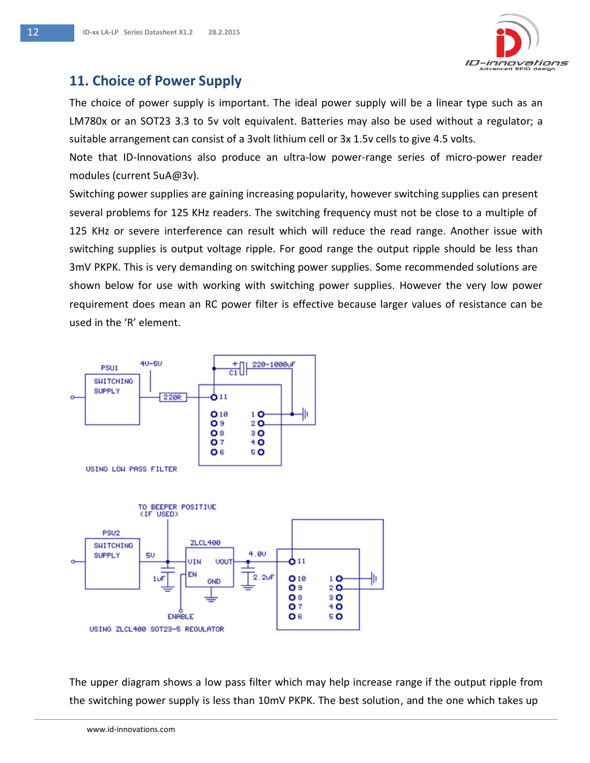## 11. Choice of Power Supply

The choice of power supply is important. The ideal power supply will be a linear type such as an LM780x or an SOT23 3.3 to 5v volt equivalent. Batteries may also be used without a regulator; a suitable arrangement can consist of a 3volt lithium cell or 3x 1.5v cells to give 4.5 volts.

Note that ID-Innovations also produce an ultra-low power-range series of micro-power reader modules (current 5uA@3v).

Switching power supplies are gaining increasing popularity, however switching supplies can present several problems for 125 KHz readers. The switching frequency must not be close to a multiple of 125 KHz or severe interference can result which will reduce the read range. Another issue with switching supplies is output voltage ripple. For good range the output ripple should be less than 3mV PKPK. This is very demanding on switching power supplies. Some recommended solutions are shown below for use with working with switching power supplies. However the very low power requirement does mean an RC power filter is effective because larger values of resistance can be used in the 'R' element.

PSU1 SWITCHING SUPPLY 4V-5V 220R C1 220-1000uF

USING LOW PASS FILTER

PSU2 SWITCHING SUPPLY 5V 1uF ZLCL400 VIN VOUT EN GND 4.0V 2.2uF TO BEEPER POSITIVE (IF USED) ENABLE

USING ZLCL400 SOT23-5 REGULATOR

The upper diagram shows a low pass filter which may help increase range if the output ripple from the switching power supply is less than 10mV PKPK. The best solution, and the one which takes up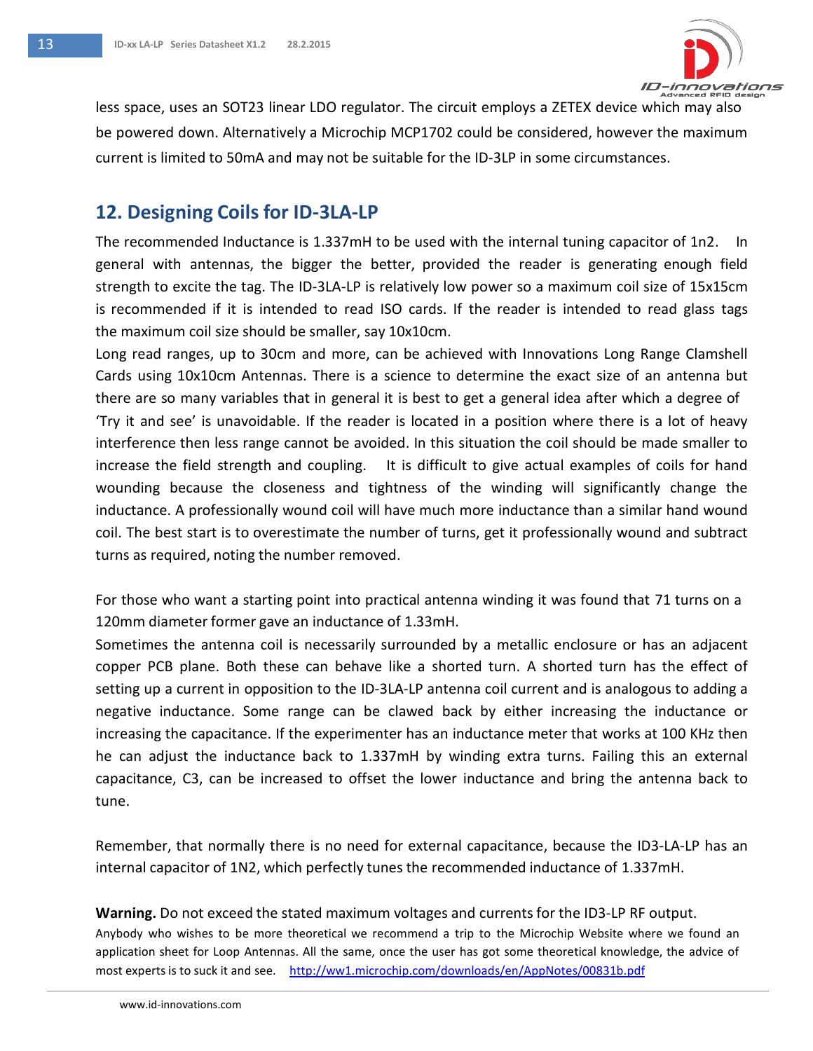less space, uses an SOT23 linear LDO regulator. The circuit employs a ZETEX device which may also be powered down. Alternatively a Microchip MCP1702 could be considered, however the maximum current is limited to 50mA and may not be suitable for the ID-3LP in some circumstances.

## 12. Designing Coils for ID-3LA-LP

The recommended Inductance is 1.337mH to be used with the internal tuning capacitor of 1n2. In general with antennas, the bigger the better, provided the reader is generating enough field strength to excite the tag. The ID-3LA-LP is relatively low power so a maximum coil size of 15x15cm is recommended if it is intended to read ISO cards. If the reader is intended to read glass tags the maximum coil size should be smaller, say 10x10cm.

Long read ranges, up to 30cm and more, can be achieved with Innovations Long Range Clamshell Cards using 10x10cm Antennas. There is a science to determine the exact size of an antenna but there are so many variables that in general it is best to get a general idea after which a degree of 'Try it and see' is unavoidable. If the reader is located in a position where there is a lot of heavy interference then less range cannot be avoided. In this situation the coil should be made smaller to increase the field strength and coupling. It is difficult to give actual examples of coils for hand wounding because the closeness and tightness of the winding will significantly change the inductance. A professionally wound coil will have much more inductance than a similar hand wound coil. The best start is to overestimate the number of turns, get it professionally wound and subtract turns as required, noting the number removed.

For those who want a starting point into practical antenna winding it was found that 71 turns on a 120mm diameter former gave an inductance of 1.33mH.

Sometimes the antenna coil is necessarily surrounded by a metallic enclosure or has an adjacent copper PCB plane. Both these can behave like a shorted turn. A shorted turn has the effect of setting up a current in opposition to the ID-3LA-LP antenna coil current and is analogous to adding a negative inductance. Some range can be clawed back by either increasing the inductance or increasing the capacitance. If the experimenter has an inductance meter that works at 100 KHz then he can adjust the inductance back to 1.337mH by winding extra turns. Failing this an external capacitance, C3, can be increased to offset the lower inductance and bring the antenna back to tune.

Remember, that normally there is no need for external capacitance, because the ID3-LA-LP has an internal capacitor of 1N2, which perfectly tunes the recommended inductance of 1.337mH.

**Warning.** Do not exceed the stated maximum voltages and currents for the ID3-LP RF output.
Anybody who wishes to be more theoretical we recommend a trip to the Microchip Website where we found an application sheet for Loop Antennas. All the same, once the user has got some theoretical knowledge, the advice of most experts is to suck it and see. http://ww1.microchip.com/downloads/en/AppNotes/00831b.pdf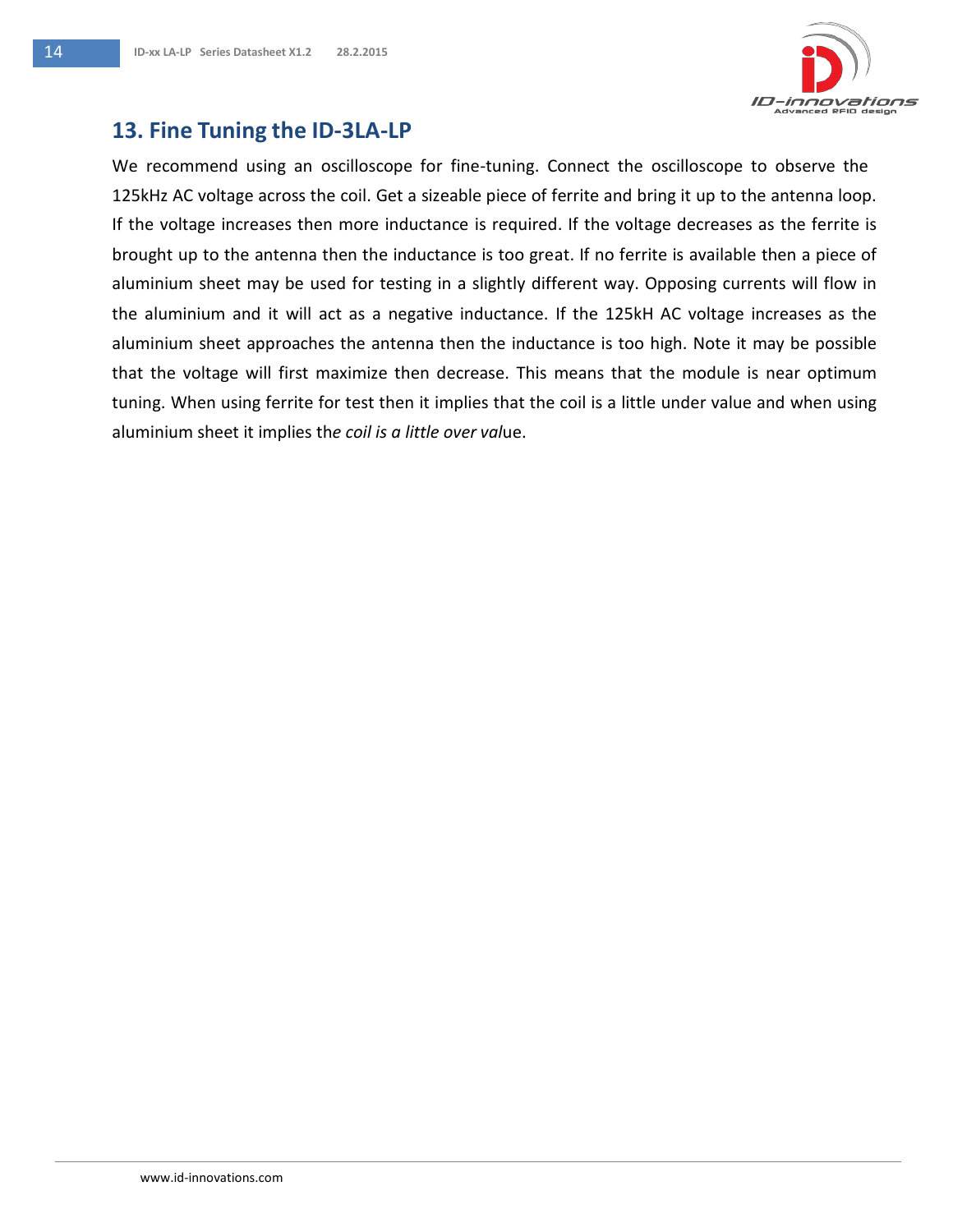## 13. Fine Tuning the ID-3LA-LP

We recommend using an oscilloscope for fine-tuning. Connect the oscilloscope to observe the 125kHz AC voltage across the coil. Get a sizeable piece of ferrite and bring it up to the antenna loop. If the voltage increases then more inductance is required. If the voltage decreases as the ferrite is brought up to the antenna then the inductance is too great. If no ferrite is available then a piece of aluminium sheet may be used for testing in a slightly different way. Opposing currents will flow in the aluminium and it will act as a negative inductance. If the 125kH AC voltage increases as the aluminium sheet approaches the antenna then the inductance is too high. Note it may be possible that the voltage will first maximize then decrease. This means that the module is near optimum tuning. When using ferrite for test then it implies that the coil is a little under value and when using aluminium sheet it implies th*e coil is a little over val*ue.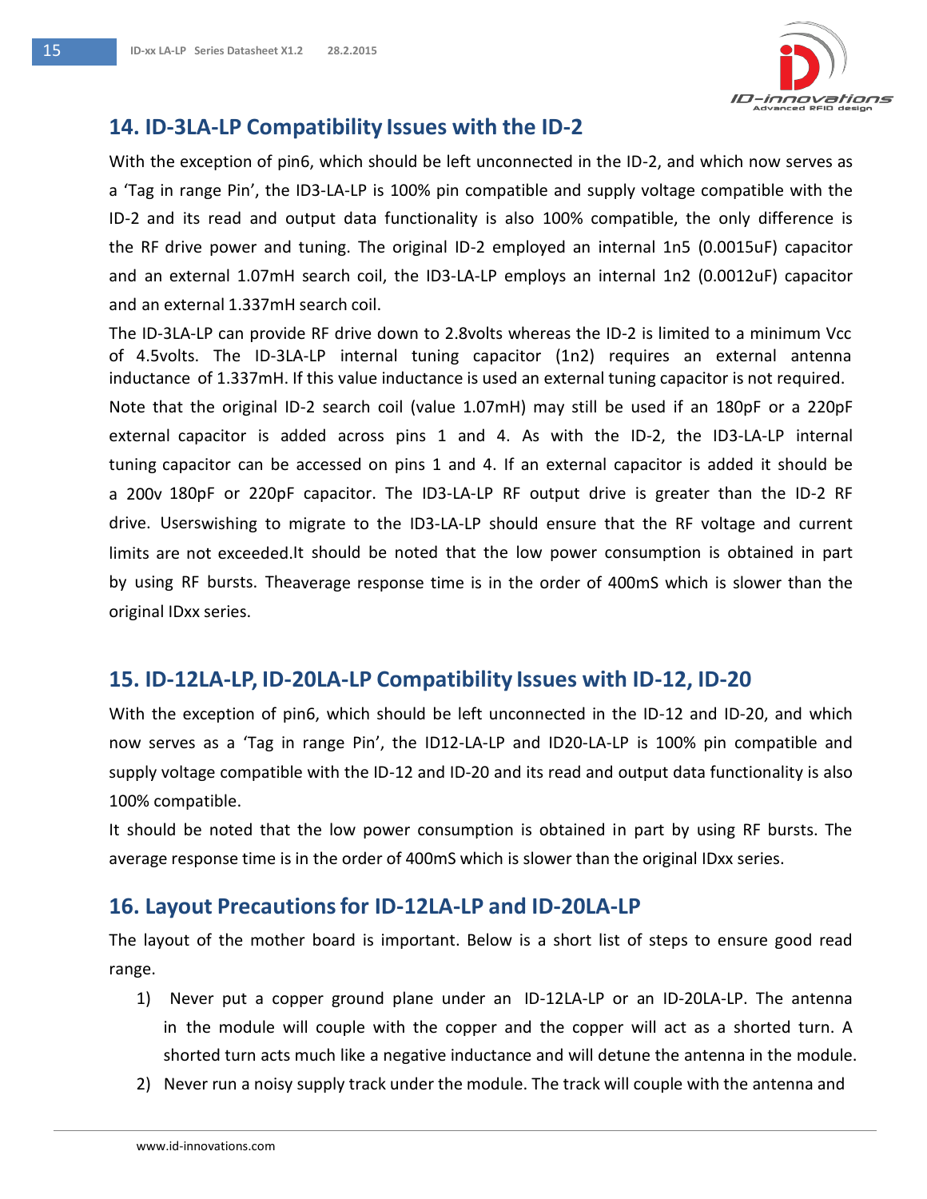## 14. ID-3LA-LP Compatibility Issues with the ID-2

With the exception of pin6, which should be left unconnected in the ID-2, and which now serves as a 'Tag in range Pin', the ID3-LA-LP is 100% pin compatible and supply voltage compatible with the ID-2 and its read and output data functionality is also 100% compatible, the only difference is the RF drive power and tuning. The original ID-2 employed an internal 1n5 (0.0015uF) capacitor and an external 1.07mH search coil, the ID3-LA-LP employs an internal 1n2 (0.0012uF) capacitor and an external 1.337mH search coil.

The ID-3LA-LP can provide RF drive down to 2.8volts whereas the ID-2 is limited to a minimum Vcc of 4.5volts. The ID-3LA-LP internal tuning capacitor (1n2) requires an external antenna inductance of 1.337mH. If this value inductance is used an external tuning capacitor is not required.

Note that the original ID-2 search coil (value 1.07mH) may still be used if an 180pF or a 220pF external capacitor is added across pins 1 and 4. As with the ID-2, the ID3-LA-LP internal tuning capacitor can be accessed on pins 1 and 4. If an external capacitor is added it should be a 200v 180pF or 220pF capacitor. The ID3-LA-LP RF output drive is greater than the ID-2 RF drive. Userswishing to migrate to the ID3-LA-LP should ensure that the RF voltage and current limits are not exceeded.It should be noted that the low power consumption is obtained in part by using RF bursts. Theaverage response time is in the order of 400mS which is slower than the original IDxx series.

## 15. ID-12LA-LP, ID-20LA-LP Compatibility Issues with ID-12, ID-20

With the exception of pin6, which should be left unconnected in the ID-12 and ID-20, and which now serves as a 'Tag in range Pin', the ID12-LA-LP and ID20-LA-LP is 100% pin compatible and supply voltage compatible with the ID-12 and ID-20 and its read and output data functionality is also 100% compatible.

It should be noted that the low power consumption is obtained in part by using RF bursts. The average response time is in the order of 400mS which is slower than the original IDxx series.

## 16. Layout Precautions for ID-12LA-LP and ID-20LA-LP

The layout of the mother board is important. Below is a short list of steps to ensure good read range.

1) Never put a copper ground plane under an ID-12LA-LP or an ID-20LA-LP. The antenna in the module will couple with the copper and the copper will act as a shorted turn. A shorted turn acts much like a negative inductance and will detune the antenna in the module.
2) Never run a noisy supply track under the module. The track will couple with the antenna and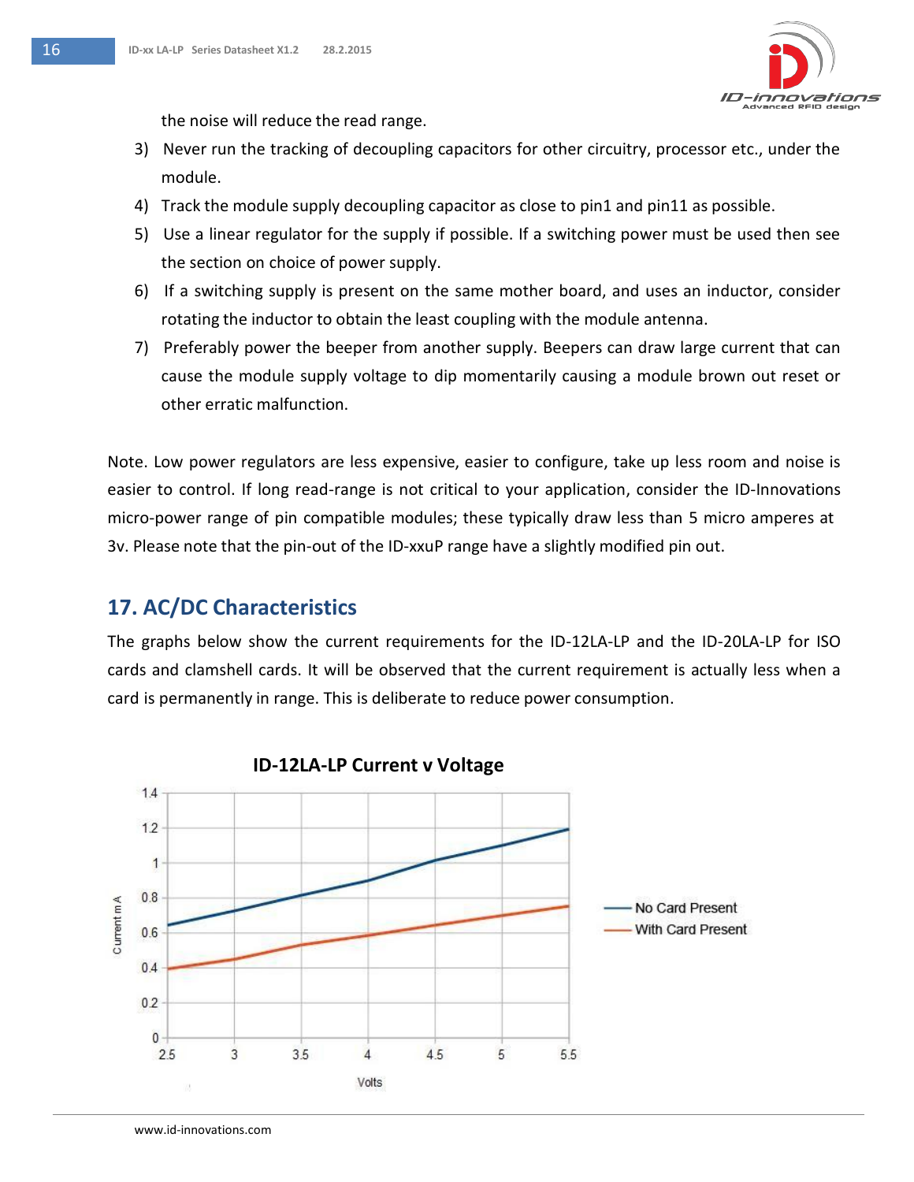the noise will reduce the read range.

3) Never run the tracking of decoupling capacitors for other circuitry, processor etc., under the module.
4) Track the module supply decoupling capacitor as close to pin1 and pin11 as possible.
5) Use a linear regulator for the supply if possible. If a switching power must be used then see the section on choice of power supply.
6) If a switching supply is present on the same mother board, and uses an inductor, consider rotating the inductor to obtain the least coupling with the module antenna.
7) Preferably power the beeper from another supply. Beepers can draw large current that can cause the module supply voltage to dip momentarily causing a module brown out reset or other erratic malfunction.

Note. Low power regulators are less expensive, easier to configure, take up less room and noise is easier to control. If long read-range is not critical to your application, consider the ID-Innovations micro-power range of pin compatible modules; these typically draw less than 5 micro amperes at 3v. Please note that the pin-out of the ID-xxuP range have a slightly modified pin out.

## 17. AC/DC Characteristics

The graphs below show the current requirements for the ID-12LA-LP and the ID-20LA-LP for ISO cards and clamshell cards. It will be observed that the current requirement is actually less when a card is permanently in range. This is deliberate to reduce power consumption.

**ID-12LA-LP Current v Voltage**

Current mA vs Volts (2.5 – 5.5 V); series: No Card Present, With Card Present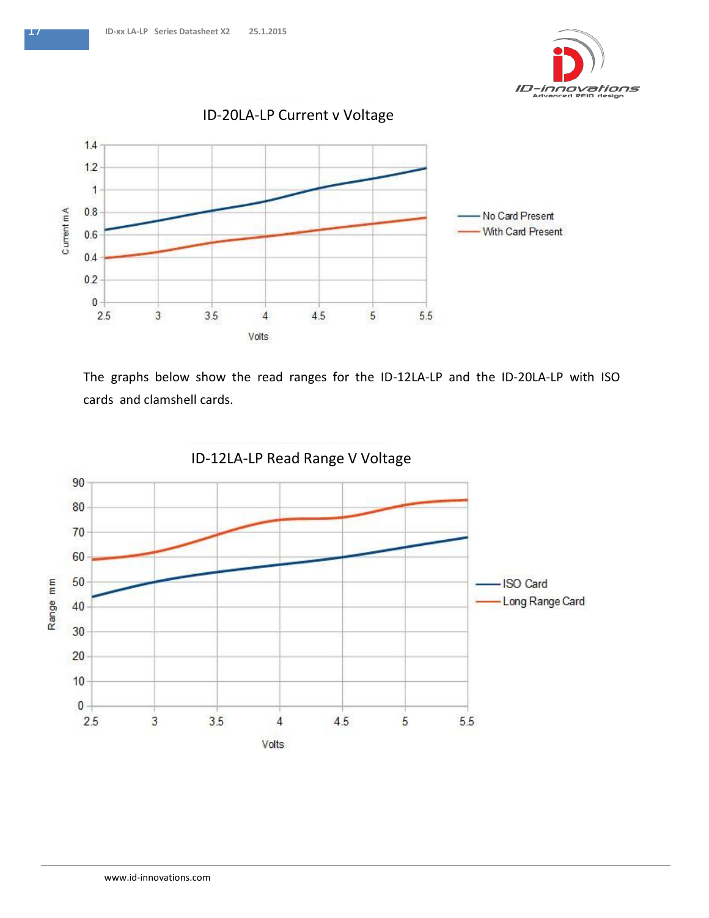## ID-20LA-LP Current v Voltage

The graphs below show the read ranges for the ID-12LA-LP and the ID-20LA-LP with ISO cards and clamshell cards.

## ID-12LA-LP Read Range V Voltage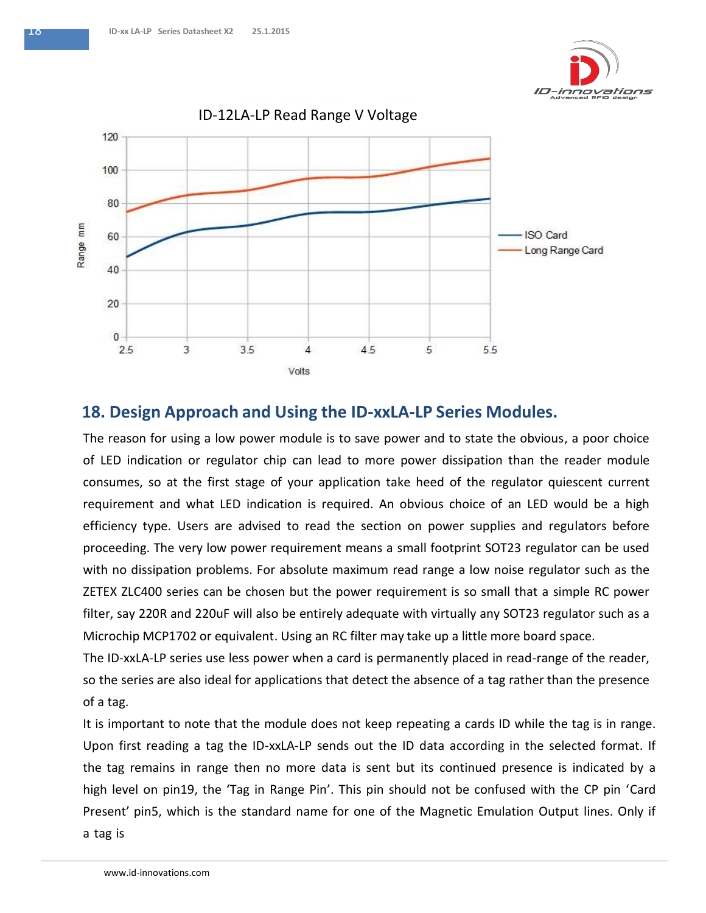ID-12LA-LP Read Range V Voltage

## 18. Design Approach and Using the ID-xxLA-LP Series Modules.

The reason for using a low power module is to save power and to state the obvious, a poor choice of LED indication or regulator chip can lead to more power dissipation than the reader module consumes, so at the first stage of your application take heed of the regulator quiescent current requirement and what LED indication is required. An obvious choice of an LED would be a high efficiency type. Users are advised to read the section on power supplies and regulators before proceeding. The very low power requirement means a small footprint SOT23 regulator can be used with no dissipation problems. For absolute maximum read range a low noise regulator such as the ZETEX ZLC400 series can be chosen but the power requirement is so small that a simple RC power filter, say 220R and 220uF will also be entirely adequate with virtually any SOT23 regulator such as a Microchip MCP1702 or equivalent. Using an RC filter may take up a little more board space.

The ID-xxLA-LP series use less power when a card is permanently placed in read-range of the reader, so the series are also ideal for applications that detect the absence of a tag rather than the presence of a tag.

It is important to note that the module does not keep repeating a cards ID while the tag is in range. Upon first reading a tag the ID-xxLA-LP sends out the ID data according in the selected format. If the tag remains in range then no more data is sent but its continued presence is indicated by a high level on pin19, the 'Tag in Range Pin'. This pin should not be confused with the CP pin 'Card Present' pin5, which is the standard name for one of the Magnetic Emulation Output lines. Only if a tag is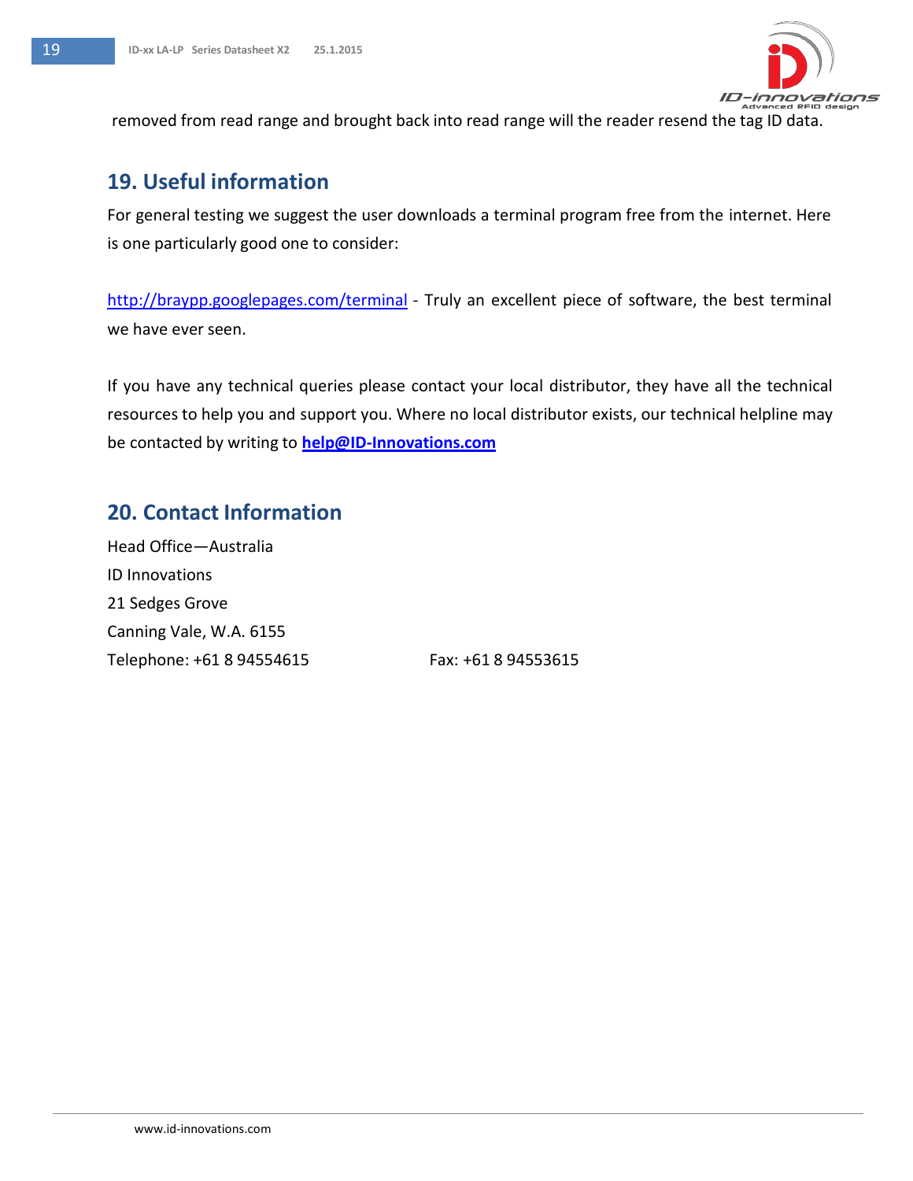removed from read range and brought back into read range will the reader resend the tag ID data.

## 19. Useful information

For general testing we suggest the user downloads a terminal program free from the internet. Here is one particularly good one to consider:

[http://braypp.googlepages.com/terminal](http://braypp.googlepages.com/terminal) - Truly an excellent piece of software, the best terminal we have ever seen.

If you have any technical queries please contact your local distributor, they have all the technical resources to help you and support you. Where no local distributor exists, our technical helpline may be contacted by writing to **[help@ID-Innovations.com](mailto:help@ID-Innovations.com)**

## 20. Contact Information

Head Office—Australia
ID Innovations
21 Sedges Grove
Canning Vale, W.A. 6155
Telephone: +61 8 94554615 Fax: +61 8 94553615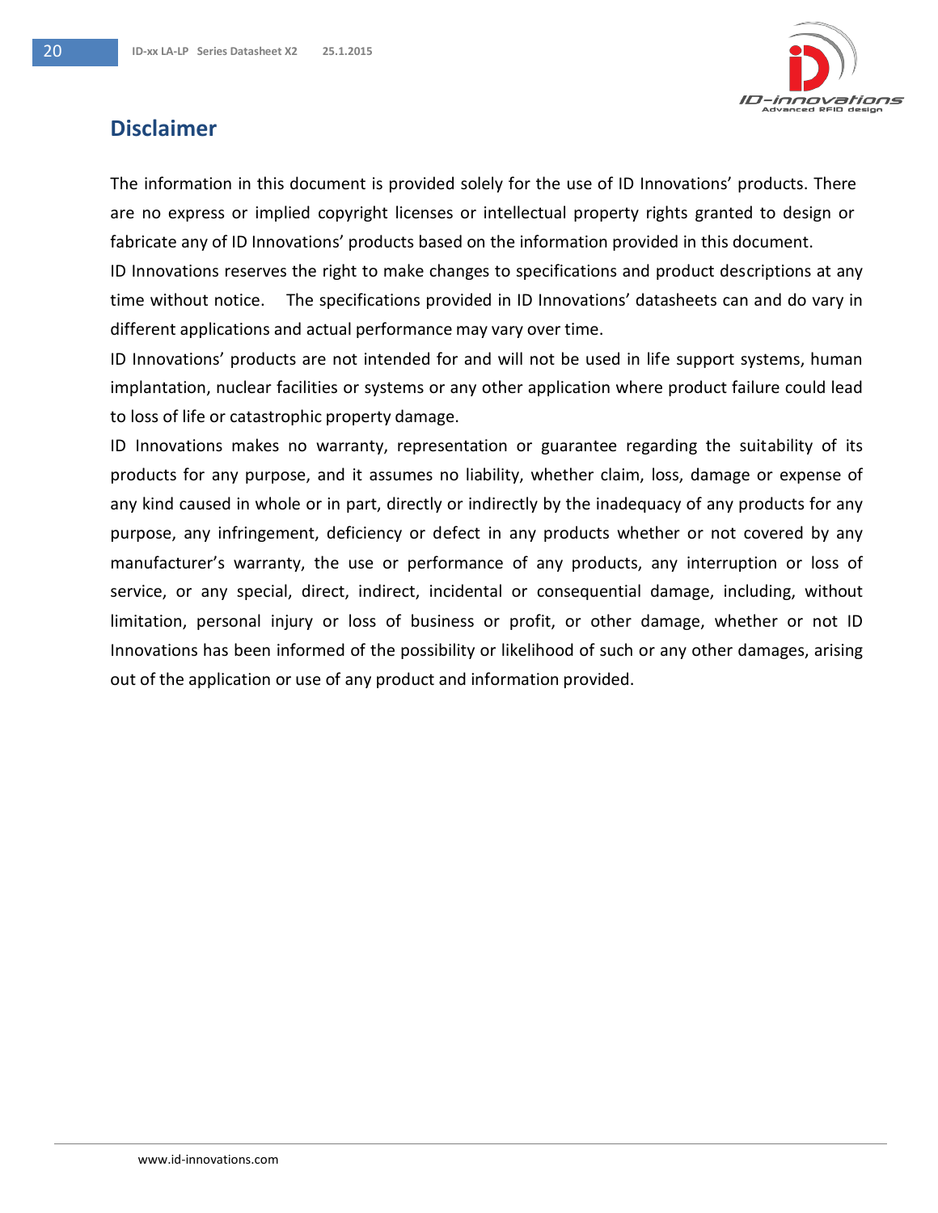## Disclaimer

The information in this document is provided solely for the use of ID Innovations' products. There are no express or implied copyright licenses or intellectual property rights granted to design or fabricate any of ID Innovations' products based on the information provided in this document.

ID Innovations reserves the right to make changes to specifications and product descriptions at any time without notice. The specifications provided in ID Innovations' datasheets can and do vary in different applications and actual performance may vary over time.

ID Innovations' products are not intended for and will not be used in life support systems, human implantation, nuclear facilities or systems or any other application where product failure could lead to loss of life or catastrophic property damage.

ID Innovations makes no warranty, representation or guarantee regarding the suitability of its products for any purpose, and it assumes no liability, whether claim, loss, damage or expense of any kind caused in whole or in part, directly or indirectly by the inadequacy of any products for any purpose, any infringement, deficiency or defect in any products whether or not covered by any manufacturer's warranty, the use or performance of any products, any interruption or loss of service, or any special, direct, indirect, incidental or consequential damage, including, without limitation, personal injury or loss of business or profit, or other damage, whether or not ID Innovations has been informed of the possibility or likelihood of such or any other damages, arising out of the application or use of any product and information provided.